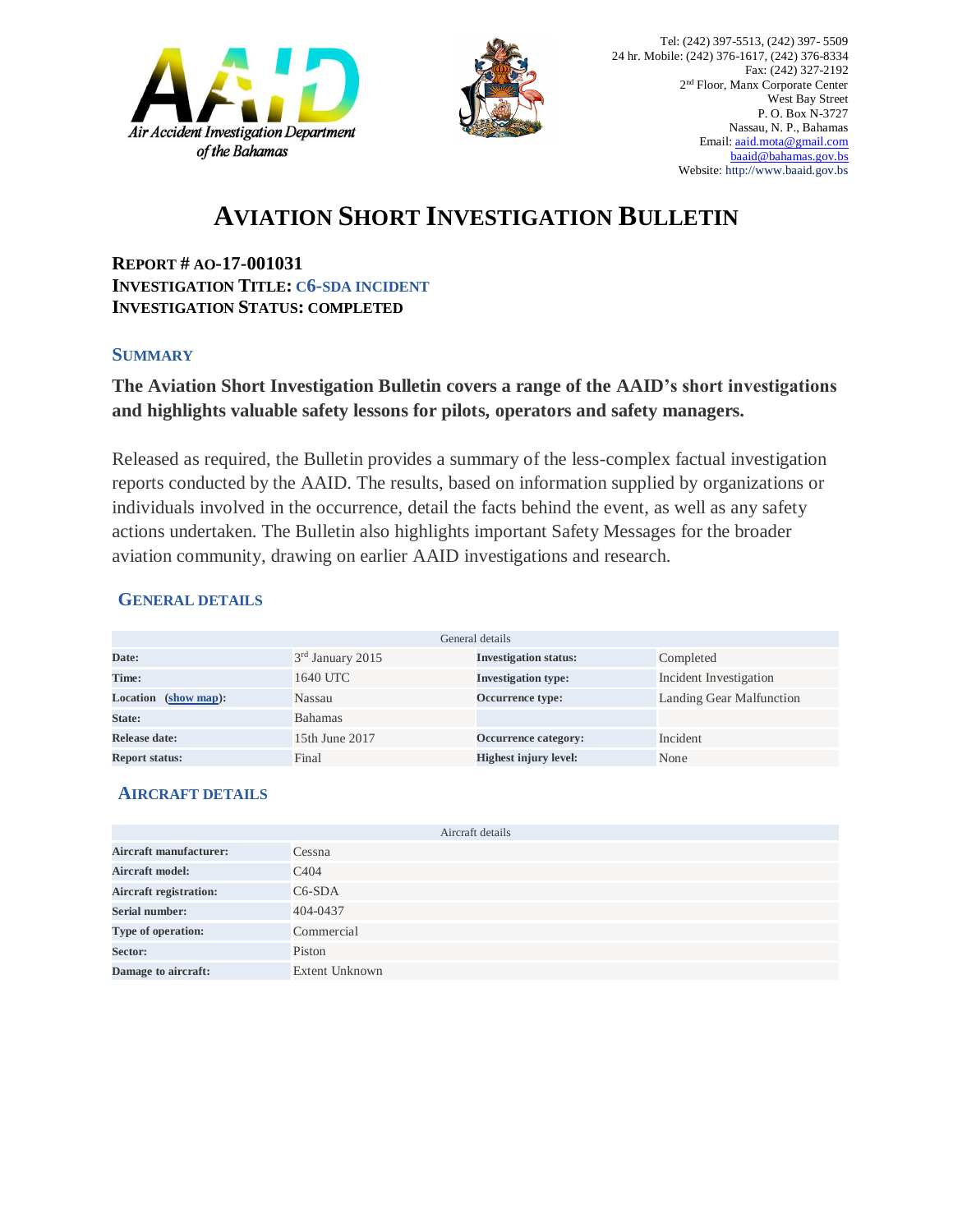Air Accident Investigation Department of the Bahamas

Tel: (242) 397-5513, (242) 397- 5509
24 hr. Mobile: (242) 376-1617, (242) 376-8334
Fax: (242) 327-2192
2nd Floor, Manx Corporate Center
West Bay Street
P. O. Box N-3727
Nassau, N. P., Bahamas
Email: aaid.mota@gmail.com
baaid@bahamas.gov.bs
Website: http://www.baaid.gov.bs

# AVIATION SHORT INVESTIGATION BULLETIN

**REPORT # AO-17-001031**
**INVESTIGATION TITLE: C6-SDA INCIDENT**
**INVESTIGATION STATUS: COMPLETED**

## SUMMARY

**The Aviation Short Investigation Bulletin covers a range of the AAID's short investigations and highlights valuable safety lessons for pilots, operators and safety managers.**

Released as required, the Bulletin provides a summary of the less-complex factual investigation reports conducted by the AAID. The results, based on information supplied by organizations or individuals involved in the occurrence, detail the facts behind the event, as well as any safety actions undertaken. The Bulletin also highlights important Safety Messages for the broader aviation community, drawing on earlier AAID investigations and research.

## GENERAL DETAILS

| General details | | | |
|---|---|---|---|
| **Date:** | 3rd January 2015 | **Investigation status:** | Completed |
| **Time:** | 1640 UTC | **Investigation type:** | Incident Investigation |
| **Location (show map):** | Nassau | **Occurrence type:** | Landing Gear Malfunction |
| **State:** | Bahamas | | |
| **Release date:** | 15th June 2017 | **Occurrence category:** | Incident |
| **Report status:** | Final | **Highest injury level:** | None |

## AIRCRAFT DETAILS

| Aircraft details | |
|---|---|
| **Aircraft manufacturer:** | Cessna |
| **Aircraft model:** | C404 |
| **Aircraft registration:** | C6-SDA |
| **Serial number:** | 404-0437 |
| **Type of operation:** | Commercial |
| **Sector:** | Piston |
| **Damage to aircraft:** | Extent Unknown |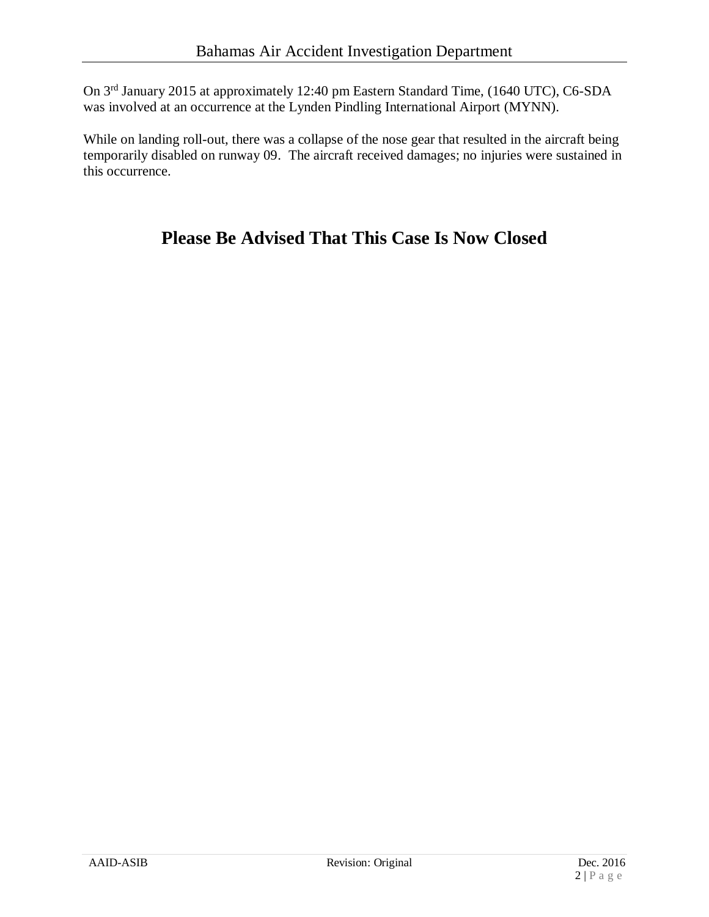On 3rd January 2015 at approximately 12:40 pm Eastern Standard Time, (1640 UTC), C6-SDA was involved at an occurrence at the Lynden Pindling International Airport (MYNN).

While on landing roll-out, there was a collapse of the nose gear that resulted in the aircraft being temporarily disabled on runway 09. The aircraft received damages; no injuries were sustained in this occurrence.

## Please Be Advised That This Case Is Now Closed